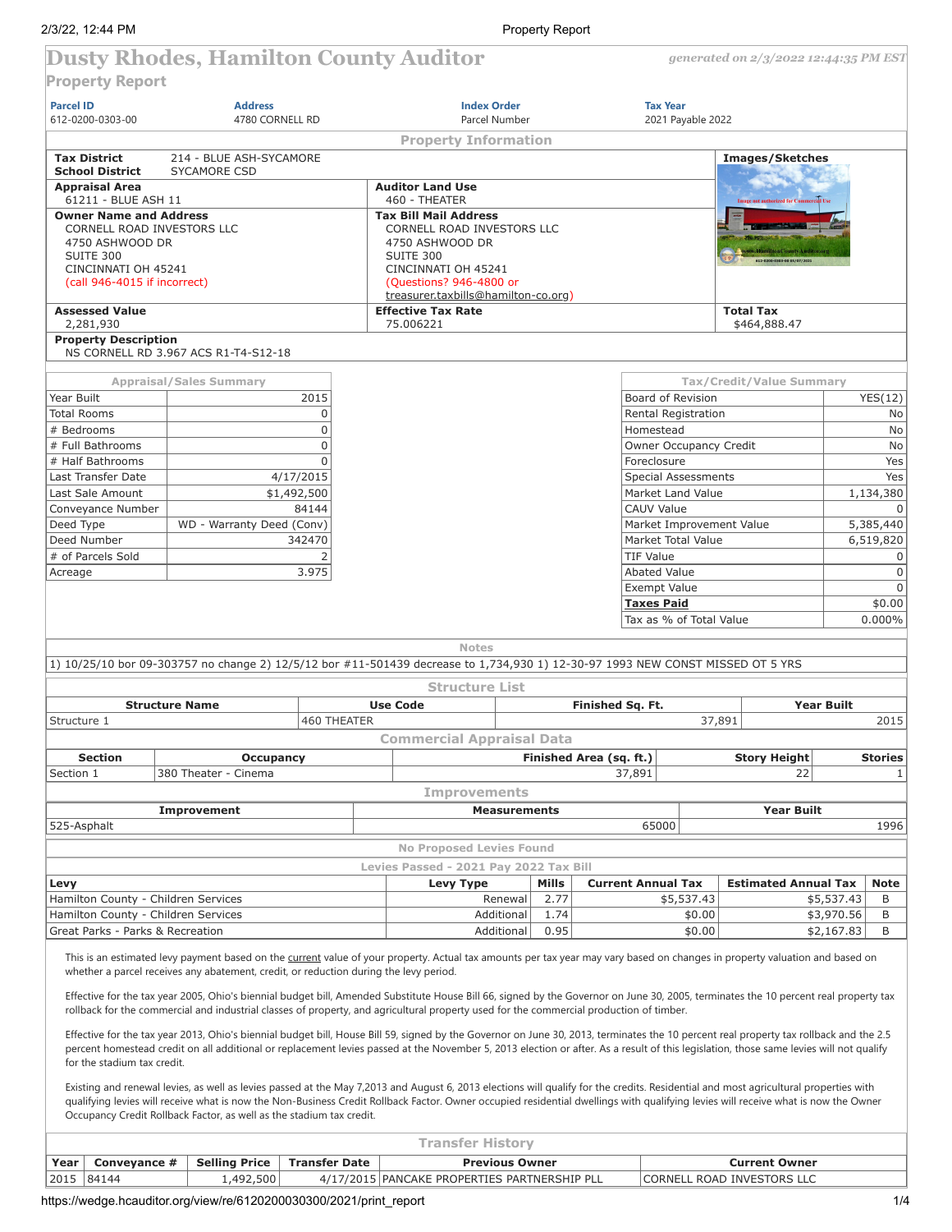# Dusty Rhodes, Hamilton County Auditor

*generated on 2/3/2022 12:44:35 PM EST*

## Property Report

| Parcel ID | Address | Index Order | Tax Year |
|---|---|---|---|
| 612-0200-0303-00 | 4780 CORNELL RD | Parcel Number | 2021 Payable 2022 |

### Property Information

**Tax District** 214 - BLUE ASH-SYCAMORE
**School District** SYCAMORE CSD

**Appraisal Area**
61211 - BLUE ASH 11

**Auditor Land Use**
460 - THEATER

**Owner Name and Address**
CORNELL ROAD INVESTORS LLC
4750 ASHWOOD DR
SUITE 300
CINCINNATI OH 45241
(call 946-4015 if incorrect)

**Tax Bill Mail Address**
CORNELL ROAD INVESTORS LLC
4750 ASHWOOD DR
SUITE 300
CINCINNATI OH 45241
(Questions? 946-4800 or treasurer.taxbills@hamilton-co.org)

**Images/Sketches**

**Assessed Value**
2,281,930

**Effective Tax Rate**
75.006221

**Total Tax**
$464,888.47

**Property Description**
NS CORNELL RD 3.967 ACS R1-T4-S12-18

### Appraisal/Sales Summary

| | |
|---|---|
| Year Built | 2015 |
| Total Rooms | 0 |
| # Bedrooms | 0 |
| # Full Bathrooms | 0 |
| # Half Bathrooms | 0 |
| Last Transfer Date | 4/17/2015 |
| Last Sale Amount | $1,492,500 |
| Conveyance Number | 84144 |
| Deed Type | WD - Warranty Deed (Conv) |
| Deed Number | 342470 |
| # of Parcels Sold | 2 |
| Acreage | 3.975 |

### Tax/Credit/Value Summary

| | |
|---|---|
| Board of Revision | YES(12) |
| Rental Registration | No |
| Homestead | No |
| Owner Occupancy Credit | No |
| Foreclosure | Yes |
| Special Assessments | Yes |
| Market Land Value | 1,134,380 |
| CAUV Value | 0 |
| Market Improvement Value | 5,385,440 |
| Market Total Value | 6,519,820 |
| TIF Value | 0 |
| Abated Value | 0 |
| Exempt Value | 0 |
| Taxes Paid | $0.00 |
| Tax as % of Total Value | 0.000% |

### Notes

1) 10/25/10 bor 09-303757 no change 2) 12/5/12 bor #11-501439 decrease to 1,734,930 1) 12-30-97 1993 NEW CONST MISSED OT 5 YRS

### Structure List

| Structure Name | Use Code | Finished Sq. Ft. | Year Built |
|---|---|---|---|
| Structure 1 | 460 THEATER | 37,891 | 2015 |

### Commercial Appraisal Data

| Section | Occupancy | Finished Area (sq. ft.) | Story Height | Stories |
|---|---|---|---|---|
| Section 1 | 380 Theater - Cinema | 37,891 | 22 | 1 |

### Improvements

| Improvement | Measurements | Year Built |
|---|---|---|
| 525-Asphalt | 65000 | 1996 |

### No Proposed Levies Found

### Levies Passed - 2021 Pay 2022 Tax Bill

| Levy | Levy Type | Mills | Current Annual Tax | Estimated Annual Tax | Note |
|---|---|---|---|---|---|
| Hamilton County - Children Services | Renewal | 2.77 | $5,537.43 | $5,537.43 | B |
| Hamilton County - Children Services | Additional | 1.74 | $0.00 | $3,970.56 | B |
| Great Parks - Parks & Recreation | Additional | 0.95 | $0.00 | $2,167.83 | B |

This is an estimated levy payment based on the current value of your property. Actual tax amounts per tax year may vary based on changes in property valuation and based on whether a parcel receives any abatement, credit, or reduction during the levy period.

Effective for the tax year 2005, Ohio's biennial budget bill, Amended Substitute House Bill 66, signed by the Governor on June 30, 2005, terminates the 10 percent real property tax rollback for the commercial and industrial classes of property, and agricultural property used for the commercial production of timber.

Effective for the tax year 2013, Ohio's biennial budget bill, House Bill 59, signed by the Governor on June 30, 2013, terminates the 10 percent real property tax rollback and the 2.5 percent homestead credit on all additional or replacement levies passed at the November 5, 2013 election or after. As a result of this legislation, those same levies will not qualify for the stadium tax credit.

Existing and renewal levies, as well as levies passed at the May 7,2013 and August 6, 2013 elections will qualify for the credits. Residential and most agricultural properties with qualifying levies will receive what is now the Non-Business Credit Rollback Factor. Owner occupied residential dwellings with qualifying levies will receive what is now the Owner Occupancy Credit Rollback Factor, as well as the stadium tax credit.

### Transfer History

| Year | Conveyance # | Selling Price | Transfer Date | Previous Owner | Current Owner |
|---|---|---|---|---|---|
| 2015 | 84144 | 1,492,500 | 4/17/2015 | PANCAKE PROPERTIES PARTNERSHIP PLL | CORNELL ROAD INVESTORS LLC |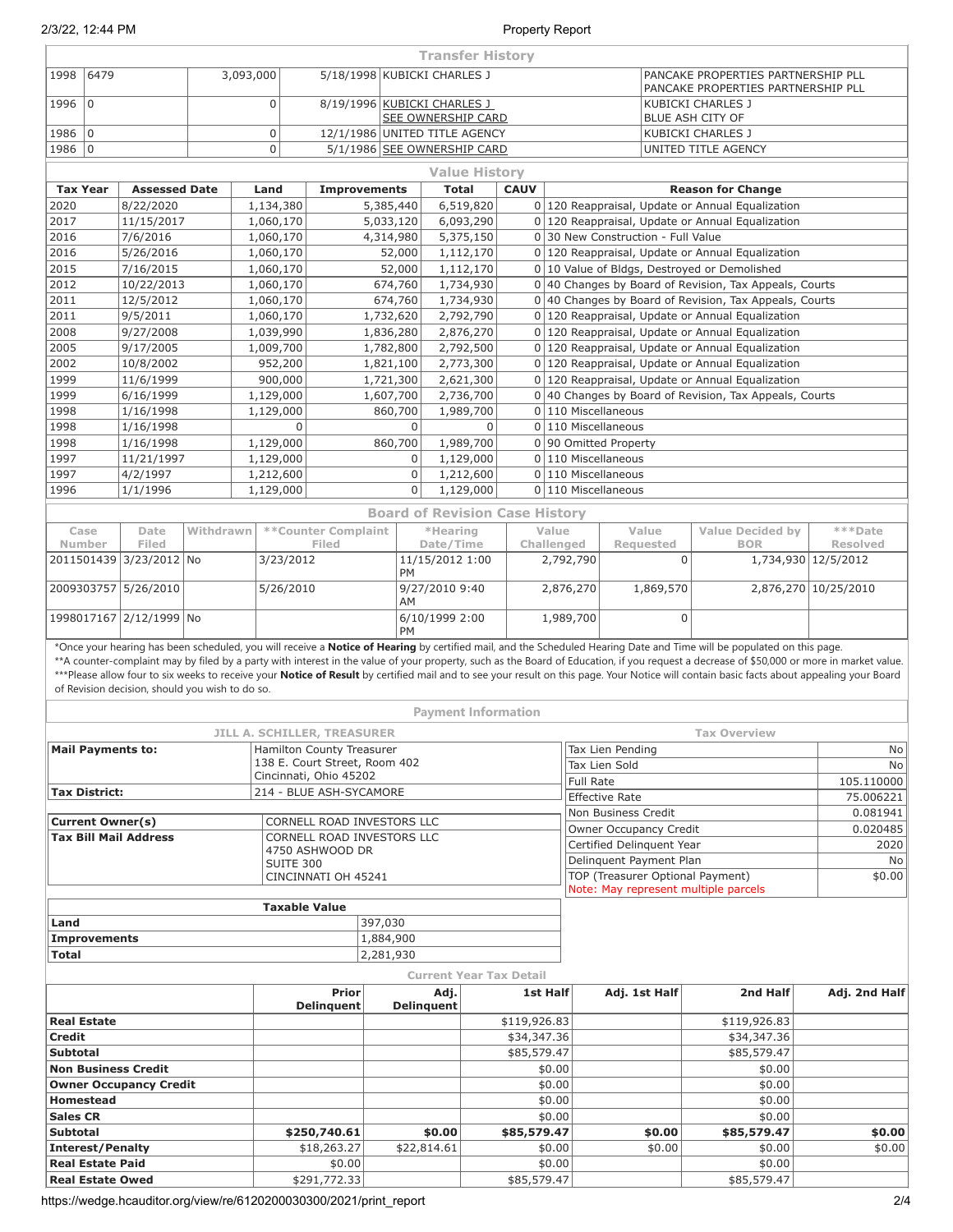## Transfer History

| | | | | | |
|---|---|---|---|---|---|
| 1998 | 6479 | 3,093,000 | 5/18/1998 | KUBICKI CHARLES J | PANCAKE PROPERTIES PARTNERSHIP PLL PANCAKE PROPERTIES PARTNERSHIP PLL |
| 1996 | 0 | 0 | 8/19/1996 | KUBICKI CHARLES J SEE OWNERSHIP CARD | KUBICKI CHARLES J BLUE ASH CITY OF |
| 1986 | 0 | 0 | 12/1/1986 | UNITED TITLE AGENCY | KUBICKI CHARLES J |
| 1986 | 0 | 0 | 5/1/1986 | SEE OWNERSHIP CARD | UNITED TITLE AGENCY |

## Value History

| Tax Year | Assessed Date | Land | Improvements | Total | CAUV | Reason for Change |
|---|---|---|---|---|---|---|
| 2020 | 8/22/2020 | 1,134,380 | 5,385,440 | 6,519,820 | 0 | 120 Reappraisal, Update or Annual Equalization |
| 2017 | 11/15/2017 | 1,060,170 | 5,033,120 | 6,093,290 | 0 | 120 Reappraisal, Update or Annual Equalization |
| 2016 | 7/6/2016 | 1,060,170 | 4,314,980 | 5,375,150 | 0 | 30 New Construction - Full Value |
| 2016 | 5/26/2016 | 1,060,170 | 52,000 | 1,112,170 | 0 | 120 Reappraisal, Update or Annual Equalization |
| 2015 | 7/16/2015 | 1,060,170 | 52,000 | 1,112,170 | 0 | 10 Value of Bldgs, Destroyed or Demolished |
| 2012 | 10/22/2013 | 1,060,170 | 674,760 | 1,734,930 | 0 | 40 Changes by Board of Revision, Tax Appeals, Courts |
| 2011 | 12/5/2012 | 1,060,170 | 674,760 | 1,734,930 | 0 | 40 Changes by Board of Revision, Tax Appeals, Courts |
| 2011 | 9/5/2011 | 1,060,170 | 1,732,620 | 2,792,790 | 0 | 120 Reappraisal, Update or Annual Equalization |
| 2008 | 9/27/2008 | 1,039,990 | 1,836,280 | 2,876,270 | 0 | 120 Reappraisal, Update or Annual Equalization |
| 2005 | 9/17/2005 | 1,009,700 | 1,782,800 | 2,792,500 | 0 | 120 Reappraisal, Update or Annual Equalization |
| 2002 | 10/8/2002 | 952,200 | 1,821,100 | 2,773,300 | 0 | 120 Reappraisal, Update or Annual Equalization |
| 1999 | 11/6/1999 | 900,000 | 1,721,300 | 2,621,300 | 0 | 120 Reappraisal, Update or Annual Equalization |
| 1999 | 6/16/1999 | 1,129,000 | 1,607,700 | 2,736,700 | 0 | 40 Changes by Board of Revision, Tax Appeals, Courts |
| 1998 | 1/16/1998 | 1,129,000 | 860,700 | 1,989,700 | 0 | 110 Miscellaneous |
| 1998 | 1/16/1998 | 0 | 0 | 0 | 0 | 110 Miscellaneous |
| 1998 | 1/16/1998 | 1,129,000 | 860,700 | 1,989,700 | 0 | 90 Omitted Property |
| 1997 | 11/21/1997 | 1,129,000 | 0 | 1,129,000 | 0 | 110 Miscellaneous |
| 1997 | 4/2/1997 | 1,212,600 | 0 | 1,212,600 | 0 | 110 Miscellaneous |
| 1996 | 1/1/1996 | 1,129,000 | 0 | 1,129,000 | 0 | 110 Miscellaneous |

## Board of Revision Case History

| Case Number | Date Filed | Withdrawn | **Counter Complaint Filed | *Hearing Date/Time | Value Challenged | Value Requested | Value Decided by BOR | ***Date Resolved |
|---|---|---|---|---|---|---|---|---|
| 2011501439 | 3/23/2012 | No | 3/23/2012 | 11/15/2012 1:00 PM | 2,792,790 | 0 | 1,734,930 | 12/5/2012 |
| 2009303757 | 5/26/2010 | | 5/26/2010 | 9/27/2010 9:40 AM | 2,876,270 | 1,869,570 | 2,876,270 | 10/25/2010 |
| 1998017167 | 2/12/1999 | No | | 6/10/1999 2:00 PM | 1,989,700 | 0 | | |

*Once your hearing has been scheduled, you will receive a **Notice of Hearing** by certified mail, and the Scheduled Hearing Date and Time will be populated on this page.
**A counter-complaint may by filed by a party with interest in the value of your property, such as the Board of Education, if you request a decrease of $50,000 or more in market value.
***Please allow four to six weeks to receive your **Notice of Result** by certified mail and to see your result on this page. Your Notice will contain basic facts about appealing your Board of Revision decision, should you wish to do so.

## Payment Information

**JILL A. SCHILLER, TREASURER**

| | |
|---|---|
| **Mail Payments to:** | Hamilton County Treasurer 138 E. Court Street, Room 402 Cincinnati, Ohio 45202 |
| **Tax District:** | 214 - BLUE ASH-SYCAMORE |
| **Current Owner(s)** | CORNELL ROAD INVESTORS LLC |
| **Tax Bill Mail Address** | CORNELL ROAD INVESTORS LLC 4750 ASHWOOD DR SUITE 300 CINCINNATI OH 45241 |

**Tax Overview**

| | |
|---|---|
| Tax Lien Pending | No |
| Tax Lien Sold | No |
| Full Rate | 105.110000 |
| Effective Rate | 75.006221 |
| Non Business Credit | 0.081941 |
| Owner Occupancy Credit | 0.020485 |
| Certified Delinquent Year | 2020 |
| Delinquent Payment Plan | No |
| TOP (Treasurer Optional Payment) Note: May represent multiple parcels | $0.00 |

**Taxable Value**

| | |
|---|---|
| **Land** | 397,030 |
| **Improvements** | 1,884,900 |
| **Total** | 2,281,930 |

## Current Year Tax Detail

| | Prior Delinquent | Adj. Delinquent | 1st Half | Adj. 1st Half | 2nd Half | Adj. 2nd Half |
|---|---|---|---|---|---|---|
| **Real Estate** | | | $119,926.83 | | $119,926.83 | |
| **Credit** | | | $34,347.36 | | $34,347.36 | |
| **Subtotal** | | | $85,579.47 | | $85,579.47 | |
| **Non Business Credit** | | | $0.00 | | $0.00 | |
| **Owner Occupancy Credit** | | | $0.00 | | $0.00 | |
| **Homestead** | | | $0.00 | | $0.00 | |
| **Sales CR** | | | $0.00 | | $0.00 | |
| **Subtotal** | **$250,740.61** | **$0.00** | **$85,579.47** | **$0.00** | **$85,579.47** | **$0.00** |
| **Interest/Penalty** | $18,263.27 | $22,814.61 | $0.00 | $0.00 | $0.00 | $0.00 |
| **Real Estate Paid** | $0.00 | | $0.00 | | $0.00 | |
| **Real Estate Owed** | $291,772.33 | | $85,579.47 | | $85,579.47 | |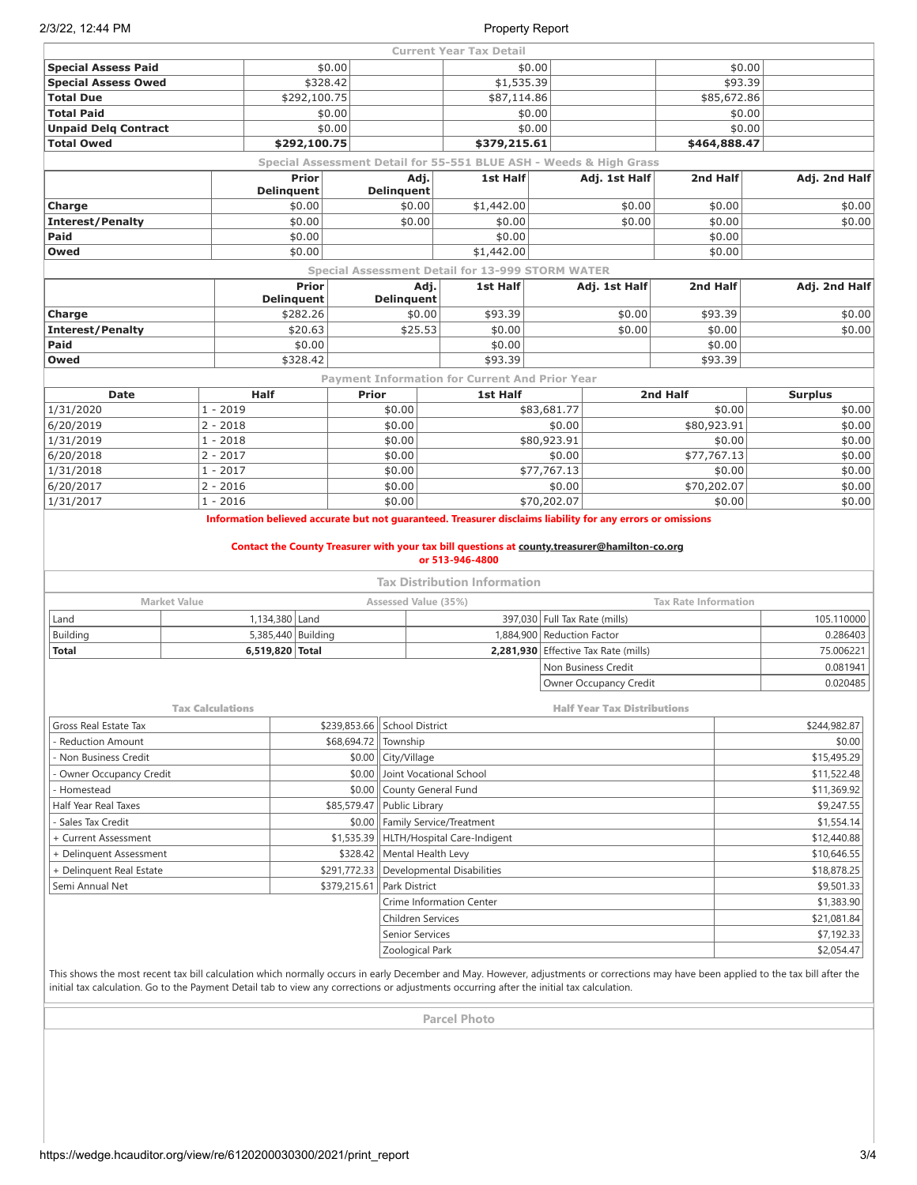## Current Year Tax Detail

| | | | | | | |
|---|---|---|---|---|---|---|
| **Special Assess Paid** | $0.00 | | $0.00 | | $0.00 | |
| **Special Assess Owed** | $328.42 | | $1,535.39 | | $93.39 | |
| **Total Due** | $292,100.75 | | $87,114.86 | | $85,672.86 | |
| **Total Paid** | $0.00 | | $0.00 | | $0.00 | |
| **Unpaid Delq Contract** | $0.00 | | $0.00 | | $0.00 | |
| **Total Owed** | **$292,100.75** | | **$379,215.61** | | **$464,888.47** | |

## Special Assessment Detail for 55-551 BLUE ASH - Weeds & High Grass

| | Prior Delinquent | Adj. Delinquent | 1st Half | Adj. 1st Half | 2nd Half | Adj. 2nd Half |
|---|---|---|---|---|---|---|
| **Charge** | $0.00 | $0.00 | $1,442.00 | $0.00 | $0.00 | $0.00 |
| **Interest/Penalty** | $0.00 | $0.00 | $0.00 | $0.00 | $0.00 | $0.00 |
| **Paid** | $0.00 | | $0.00 | | $0.00 | |
| **Owed** | $0.00 | | $1,442.00 | | $0.00 | |

## Special Assessment Detail for 13-999 STORM WATER

| | Prior Delinquent | Adj. Delinquent | 1st Half | Adj. 1st Half | 2nd Half | Adj. 2nd Half |
|---|---|---|---|---|---|---|
| **Charge** | $282.26 | $0.00 | $93.39 | $0.00 | $93.39 | $0.00 |
| **Interest/Penalty** | $20.63 | $25.53 | $0.00 | $0.00 | $0.00 | $0.00 |
| **Paid** | $0.00 | | $0.00 | | $0.00 | |
| **Owed** | $328.42 | | $93.39 | | $93.39 | |

## Payment Information for Current And Prior Year

| Date | Half | Prior | 1st Half | 2nd Half | Surplus |
|---|---|---|---|---|---|
| 1/31/2020 | 1 - 2019 | $0.00 | $83,681.77 | $0.00 | $0.00 |
| 6/20/2019 | 2 - 2018 | $0.00 | $0.00 | $80,923.91 | $0.00 |
| 1/31/2019 | 1 - 2018 | $0.00 | $80,923.91 | $0.00 | $0.00 |
| 6/20/2018 | 2 - 2017 | $0.00 | $0.00 | $77,767.13 | $0.00 |
| 1/31/2018 | 1 - 2017 | $0.00 | $77,767.13 | $0.00 | $0.00 |
| 6/20/2017 | 2 - 2016 | $0.00 | $0.00 | $70,202.07 | $0.00 |
| 1/31/2017 | 1 - 2016 | $0.00 | $70,202.07 | $0.00 | $0.00 |

**Information believed accurate but not guaranteed. Treasurer disclaims liability for any errors or omissions**

**Contact the County Treasurer with your tax bill questions at county.treasurer@hamilton-co.org or 513-946-4800**

## Tax Distribution Information

| Market Value | | Assessed Value (35%) | | Tax Rate Information | |
|---|---|---|---|---|---|
| Land | 1,134,380 | Land | 397,030 | Full Tax Rate (mills) | 105.110000 |
| Building | 5,385,440 | Building | 1,884,900 | Reduction Factor | 0.286403 |
| **Total** | **6,519,820** | **Total** | **2,281,930** | Effective Tax Rate (mills) | 75.006221 |
| | | | | Non Business Credit | 0.081941 |
| | | | | Owner Occupancy Credit | 0.020485 |

| Tax Calculations | | Half Year Tax Distributions | |
|---|---|---|---|
| Gross Real Estate Tax | $239,853.66 | School District | $244,982.87 |
| - Reduction Amount | $68,694.72 | Township | $0.00 |
| - Non Business Credit | $0.00 | City/Village | $15,495.29 |
| - Owner Occupancy Credit | $0.00 | Joint Vocational School | $11,522.48 |
| - Homestead | $0.00 | County General Fund | $11,369.92 |
| Half Year Real Taxes | $85,579.47 | Public Library | $9,247.55 |
| - Sales Tax Credit | $0.00 | Family Service/Treatment | $1,554.14 |
| + Current Assessment | $1,535.39 | HLTH/Hospital Care-Indigent | $12,440.88 |
| + Delinquent Assessment | $328.42 | Mental Health Levy | $10,646.55 |
| + Delinquent Real Estate | $291,772.33 | Developmental Disabilities | $18,878.25 |
| Semi Annual Net | $379,215.61 | Park District | $9,501.33 |
| | | Crime Information Center | $1,383.90 |
| | | Children Services | $21,081.84 |
| | | Senior Services | $7,192.33 |
| | | Zoological Park | $2,054.47 |

This shows the most recent tax bill calculation which normally occurs in early December and May. However, adjustments or corrections may have been applied to the tax bill after the initial tax calculation. Go to the Payment Detail tab to view any corrections or adjustments occurring after the initial tax calculation.

## Parcel Photo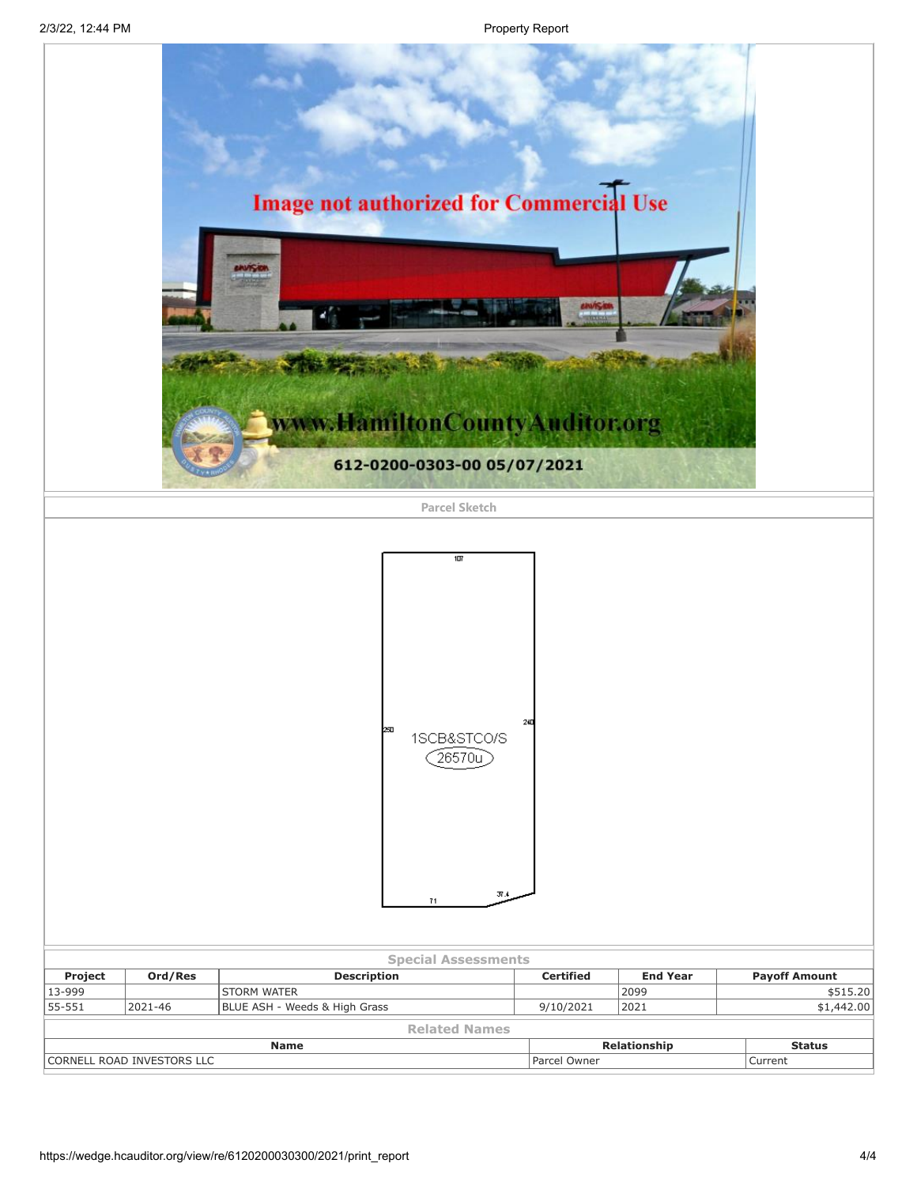## Parcel Sketch

## Special Assessments

| Project | Ord/Res | Description | Certified | End Year | Payoff Amount |
|---|---|---|---|---|---|
| 13-999 | | STORM WATER | | 2099 | $515.20 |
| 55-551 | 2021-46 | BLUE ASH - Weeds & High Grass | 9/10/2021 | 2021 | $1,442.00 |

## Related Names

| Name | Relationship | Status |
|---|---|---|
| CORNELL ROAD INVESTORS LLC | Parcel Owner | Current |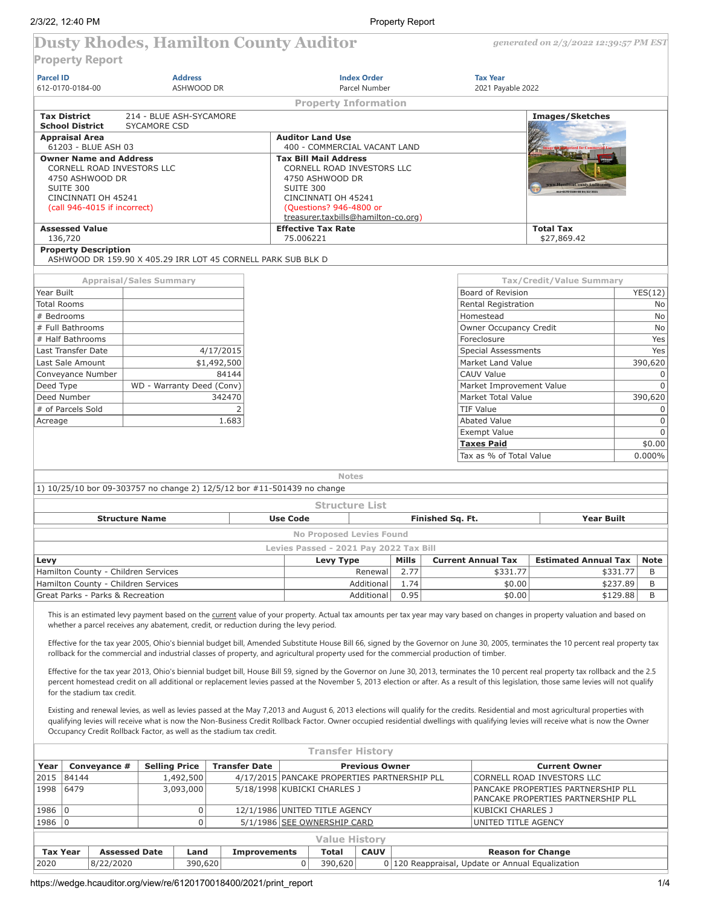# Dusty Rhodes, Hamilton County Auditor

*generated on 2/3/2022 12:39:57 PM EST*

## Property Report

| Parcel ID | Address | Index Order | Tax Year |
|---|---|---|---|
| 612-0170-0184-00 | ASHWOOD DR | Parcel Number | 2021 Payable 2022 |

### Property Information

**Tax District** 214 - BLUE ASH-SYCAMORE
**School District** SYCAMORE CSD

**Appraisal Area**
61203 - BLUE ASH 03

**Auditor Land Use**
400 - COMMERCIAL VACANT LAND

**Owner Name and Address**
CORNELL ROAD INVESTORS LLC
4750 ASHWOOD DR
SUITE 300
CINCINNATI OH 45241
(call 946-4015 if incorrect)

**Tax Bill Mail Address**
CORNELL ROAD INVESTORS LLC
4750 ASHWOOD DR
SUITE 300
CINCINNATI OH 45241
(Questions? 946-4800 or treasurer.taxbills@hamilton-co.org)

**Images/Sketches**

**Assessed Value**
136,720

**Effective Tax Rate**
75.006221

**Total Tax**
$27,869.42

**Property Description**
ASHWOOD DR 159.90 X 405.29 IRR LOT 45 CORNELL PARK SUB BLK D

### Appraisal/Sales Summary

| | |
|---|---|
| Year Built | |
| Total Rooms | |
| # Bedrooms | |
| # Full Bathrooms | |
| # Half Bathrooms | |
| Last Transfer Date | 4/17/2015 |
| Last Sale Amount | $1,492,500 |
| Conveyance Number | 84144 |
| Deed Type | WD - Warranty Deed (Conv) |
| Deed Number | 342470 |
| # of Parcels Sold | 2 |
| Acreage | 1.683 |

### Tax/Credit/Value Summary

| | |
|---|---|
| Board of Revision | YES(12) |
| Rental Registration | No |
| Homestead | No |
| Owner Occupancy Credit | No |
| Foreclosure | Yes |
| Special Assessments | Yes |
| Market Land Value | 390,620 |
| CAUV Value | 0 |
| Market Improvement Value | 0 |
| Market Total Value | 390,620 |
| TIF Value | 0 |
| Abated Value | 0 |
| Exempt Value | 0 |
| **Taxes Paid** | $0.00 |
| Tax as % of Total Value | 0.000% |

### Notes

1) 10/25/10 bor 09-303757 no change 2) 12/5/12 bor #11-501439 no change

### Structure List

| Structure Name | Use Code | Finished Sq. Ft. | Year Built |
|---|---|---|---|

No Proposed Levies Found

### Levies Passed - 2021 Pay 2022 Tax Bill

| Levy | Levy Type | Mills | Current Annual Tax | Estimated Annual Tax | Note |
|---|---|---|---|---|---|
| Hamilton County - Children Services | Renewal | 2.77 | $331.77 | $331.77 | B |
| Hamilton County - Children Services | Additional | 1.74 | $0.00 | $237.89 | B |
| Great Parks - Parks & Recreation | Additional | 0.95 | $0.00 | $129.88 | B |

This is an estimated levy payment based on the current value of your property. Actual tax amounts per tax year may vary based on changes in property valuation and based on whether a parcel receives any abatement, credit, or reduction during the levy period.

Effective for the tax year 2005, Ohio's biennial budget bill, Amended Substitute House Bill 66, signed by the Governor on June 30, 2005, terminates the 10 percent real property tax rollback for the commercial and industrial classes of property, and agricultural property used for the commercial production of timber.

Effective for the tax year 2013, Ohio's biennial budget bill, House Bill 59, signed by the Governor on June 30, 2013, terminates the 10 percent real property tax rollback and the 2.5 percent homestead credit on all additional or replacement levies passed at the November 5, 2013 election or after. As a result of this legislation, those same levies will not qualify for the stadium tax credit.

Existing and renewal levies, as well as levies passed at the May 7,2013 and August 6, 2013 elections will qualify for the credits. Residential and most agricultural properties with qualifying levies will receive what is now the Non-Business Credit Rollback Factor. Owner occupied residential dwellings with qualifying levies will receive what is now the Owner Occupancy Credit Rollback Factor, as well as the stadium tax credit.

### Transfer History

| Year | Conveyance # | Selling Price | Transfer Date | Previous Owner | Current Owner |
|---|---|---|---|---|---|
| 2015 | 84144 | 1,492,500 | 4/17/2015 | PANCAKE PROPERTIES PARTNERSHIP PLL | CORNELL ROAD INVESTORS LLC |
| 1998 | 6479 | 3,093,000 | 5/18/1998 | KUBICKI CHARLES J | PANCAKE PROPERTIES PARTNERSHIP PLL PANCAKE PROPERTIES PARTNERSHIP PLL |
| 1986 | 0 | 0 | 12/1/1986 | UNITED TITLE AGENCY | KUBICKI CHARLES J |
| 1986 | 0 | 0 | 5/1/1986 | SEE OWNERSHIP CARD | UNITED TITLE AGENCY |

### Value History

| Tax Year | Assessed Date | Land | Improvements | Total | CAUV | Reason for Change |
|---|---|---|---|---|---|---|
| 2020 | 8/22/2020 | 390,620 | 0 | 390,620 | 0 | 120 Reappraisal, Update or Annual Equalization |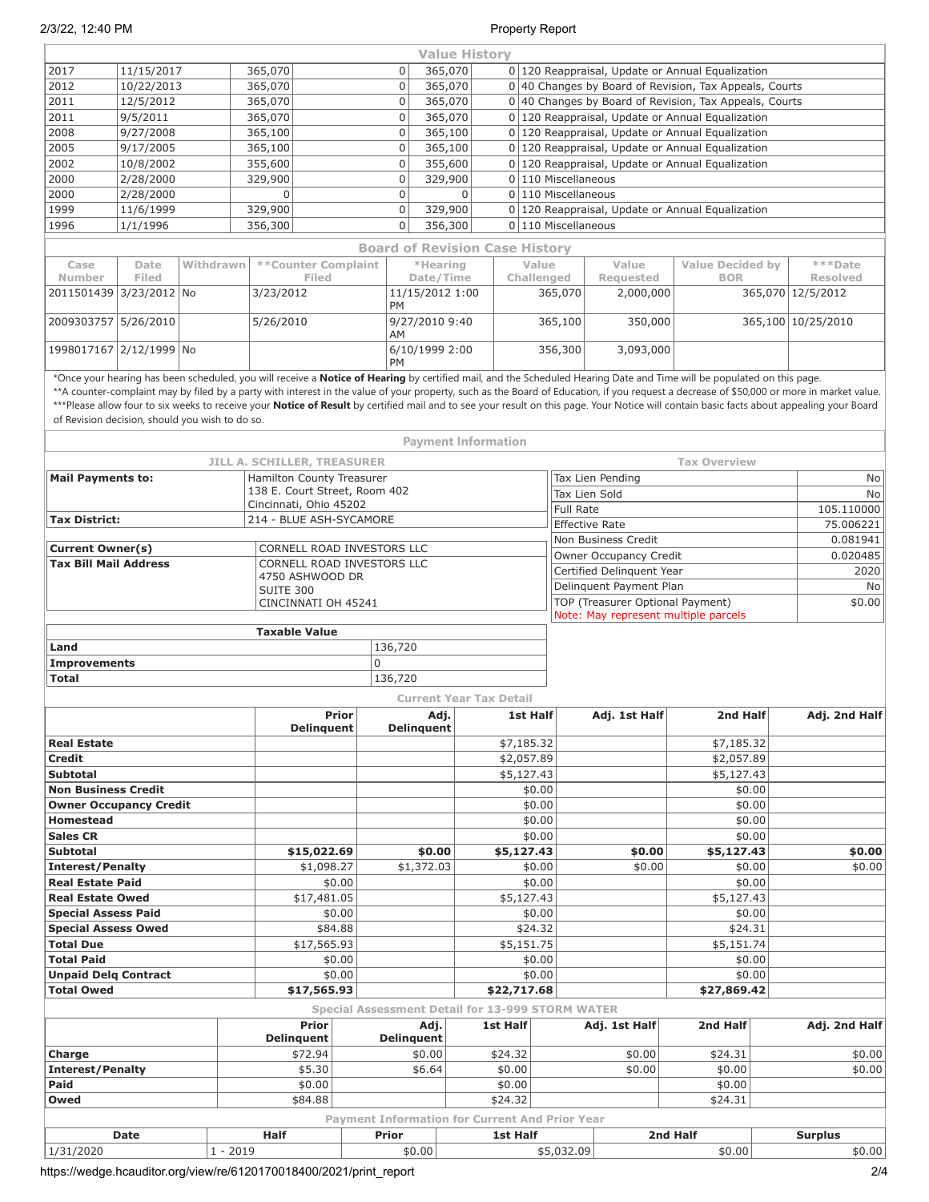## Value History

| | | | | | | |
|---|---|---|---|---|---|---|
| 2017 | 11/15/2017 | 365,070 | 0 | 365,070 | 0 | 120 Reappraisal, Update or Annual Equalization |
| 2012 | 10/22/2013 | 365,070 | 0 | 365,070 | 0 | 40 Changes by Board of Revision, Tax Appeals, Courts |
| 2011 | 12/5/2012 | 365,070 | 0 | 365,070 | 0 | 40 Changes by Board of Revision, Tax Appeals, Courts |
| 2011 | 9/5/2011 | 365,070 | 0 | 365,070 | 0 | 120 Reappraisal, Update or Annual Equalization |
| 2008 | 9/27/2008 | 365,100 | 0 | 365,100 | 0 | 120 Reappraisal, Update or Annual Equalization |
| 2005 | 9/17/2005 | 365,100 | 0 | 365,100 | 0 | 120 Reappraisal, Update or Annual Equalization |
| 2002 | 10/8/2002 | 355,600 | 0 | 355,600 | 0 | 120 Reappraisal, Update or Annual Equalization |
| 2000 | 2/28/2000 | 329,900 | 0 | 329,900 | 0 | 110 Miscellaneous |
| 2000 | 2/28/2000 | 0 | 0 | 0 | 0 | 110 Miscellaneous |
| 1999 | 11/6/1999 | 329,900 | 0 | 329,900 | 0 | 120 Reappraisal, Update or Annual Equalization |
| 1996 | 1/1/1996 | 356,300 | 0 | 356,300 | 0 | 110 Miscellaneous |

## Board of Revision Case History

| Case Number | Date Filed | Withdrawn | **Counter Complaint Filed | *Hearing Date/Time | Value Challenged | Value Requested | Value Decided by BOR | ***Date Resolved |
|---|---|---|---|---|---|---|---|---|
| 2011501439 | 3/23/2012 | No | 3/23/2012 | 11/15/2012 1:00 PM | 365,070 | 2,000,000 | 365,070 | 12/5/2012 |
| 2009303757 | 5/26/2010 | | 5/26/2010 | 9/27/2010 9:40 AM | 365,100 | 350,000 | 365,100 | 10/25/2010 |
| 1998017167 | 2/12/1999 | No | | 6/10/1999 2:00 PM | 356,300 | 3,093,000 | | |

*Once your hearing has been scheduled, you will receive a **Notice of Hearing** by certified mail, and the Scheduled Hearing Date and Time will be populated on this page.
**A counter-complaint may by filed by a party with interest in the value of your property, such as the Board of Education, if you request a decrease of $50,000 or more in market value.
***Please allow four to six weeks to receive your **Notice of Result** by certified mail and to see your result on this page. Your Notice will contain basic facts about appealing your Board of Revision decision, should you wish to do so.

## Payment Information

**JILL A. SCHILLER, TREASURER**

| | |
|---|---|
| **Mail Payments to:** | Hamilton County Treasurer<br>138 E. Court Street, Room 402<br>Cincinnati, Ohio 45202 |
| **Tax District:** | 214 - BLUE ASH-SYCAMORE |
| **Current Owner(s)** | CORNELL ROAD INVESTORS LLC |
| **Tax Bill Mail Address** | CORNELL ROAD INVESTORS LLC<br>4750 ASHWOOD DR<br>SUITE 300<br>CINCINNATI OH 45241 |

**Tax Overview**

| | |
|---|---|
| Tax Lien Pending | No |
| Tax Lien Sold | No |
| Full Rate | 105.110000 |
| Effective Rate | 75.006221 |
| Non Business Credit | 0.081941 |
| Owner Occupancy Credit | 0.020485 |
| Certified Delinquent Year | 2020 |
| Delinquent Payment Plan | No |
| TOP (Treasurer Optional Payment)<br>Note: May represent multiple parcels | $0.00 |

| Taxable Value | |
|---|---|
| **Land** | 136,720 |
| **Improvements** | 0 |
| **Total** | 136,720 |

## Current Year Tax Detail

| | Prior Delinquent | Adj. Delinquent | 1st Half | Adj. 1st Half | 2nd Half | Adj. 2nd Half |
|---|---|---|---|---|---|---|
| **Real Estate** | | | $7,185.32 | | $7,185.32 | |
| **Credit** | | | $2,057.89 | | $2,057.89 | |
| **Subtotal** | | | $5,127.43 | | $5,127.43 | |
| **Non Business Credit** | | | $0.00 | | $0.00 | |
| **Owner Occupancy Credit** | | | $0.00 | | $0.00 | |
| **Homestead** | | | $0.00 | | $0.00 | |
| **Sales CR** | | | $0.00 | | $0.00 | |
| **Subtotal** | **$15,022.69** | **$0.00** | **$5,127.43** | **$0.00** | **$5,127.43** | **$0.00** |
| **Interest/Penalty** | $1,098.27 | $1,372.03 | $0.00 | $0.00 | $0.00 | $0.00 |
| **Real Estate Paid** | $0.00 | | $0.00 | | $0.00 | |
| **Real Estate Owed** | $17,481.05 | | $5,127.43 | | $5,127.43 | |
| **Special Assess Paid** | $0.00 | | $0.00 | | $0.00 | |
| **Special Assess Owed** | $84.88 | | $24.32 | | $24.31 | |
| **Total Due** | $17,565.93 | | $5,151.75 | | $5,151.74 | |
| **Total Paid** | $0.00 | | $0.00 | | $0.00 | |
| **Unpaid Delq Contract** | $0.00 | | $0.00 | | $0.00 | |
| **Total Owed** | **$17,565.93** | | **$22,717.68** | | **$27,869.42** | |

## Special Assessment Detail for 13-999 STORM WATER

| | Prior Delinquent | Adj. Delinquent | 1st Half | Adj. 1st Half | 2nd Half | Adj. 2nd Half |
|---|---|---|---|---|---|---|
| **Charge** | $72.94 | $0.00 | $24.32 | $0.00 | $24.31 | $0.00 |
| **Interest/Penalty** | $5.30 | $6.64 | $0.00 | $0.00 | $0.00 | $0.00 |
| **Paid** | $0.00 | | $0.00 | | $0.00 | |
| **Owed** | $84.88 | | $24.32 | | $24.31 | |

## Payment Information for Current And Prior Year

| Date | Half | Prior | 1st Half | 2nd Half | Surplus |
|---|---|---|---|---|---|
| 1/31/2020 | 1 - 2019 | $0.00 | $5,032.09 | $0.00 | $0.00 |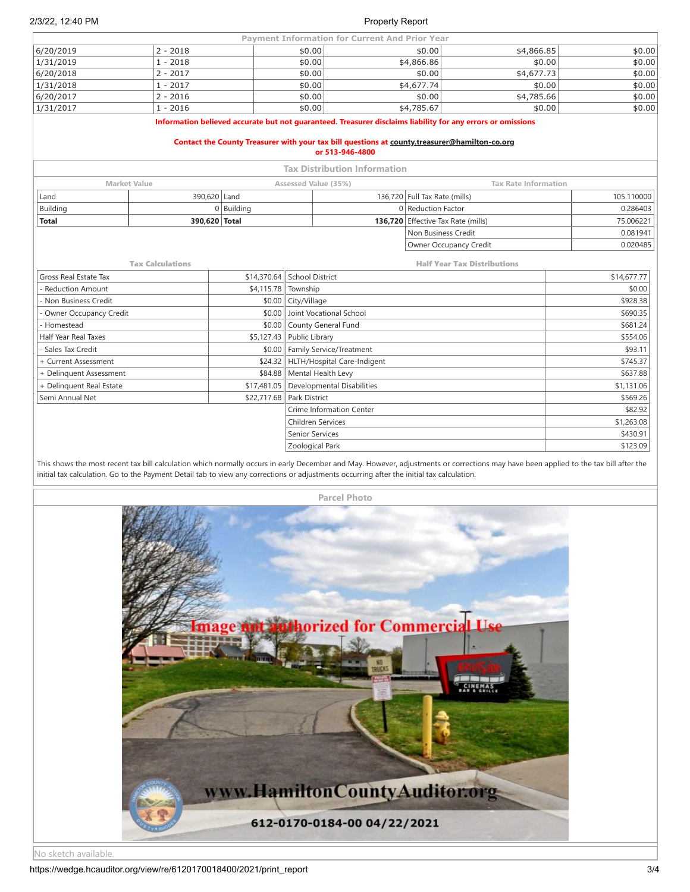| Payment Information for Current And Prior Year | | | | | |
|---|---|---|---|---|---|
| 6/20/2019 | 2 - 2018 | $0.00 | $0.00 | $4,866.85 | $0.00 |
| 1/31/2019 | 1 - 2018 | $0.00 | $4,866.86 | $0.00 | $0.00 |
| 6/20/2018 | 2 - 2017 | $0.00 | $0.00 | $4,677.73 | $0.00 |
| 1/31/2018 | 1 - 2017 | $0.00 | $4,677.74 | $0.00 | $0.00 |
| 6/20/2017 | 2 - 2016 | $0.00 | $0.00 | $4,785.66 | $0.00 |
| 1/31/2017 | 1 - 2016 | $0.00 | $4,785.67 | $0.00 | $0.00 |

**Information believed accurate but not guaranteed. Treasurer disclaims liability for any errors or omissions**

**Contact the County Treasurer with your tax bill questions at county.treasurer@hamilton-co.org or 513-946-4800**

## Tax Distribution Information

| Market Value | | Assessed Value (35%) | | Tax Rate Information | |
|---|---|---|---|---|---|
| Land | 390,620 | Land | 136,720 | Full Tax Rate (mills) | 105.110000 |
| Building | 0 | Building | 0 | Reduction Factor | 0.286403 |
| **Total** | **390,620** | **Total** | **136,720** | Effective Tax Rate (mills) | 75.006221 |
| | | | | Non Business Credit | 0.081941 |
| | | | | Owner Occupancy Credit | 0.020485 |

| Tax Calculations | | Half Year Tax Distributions | |
|---|---|---|---|
| Gross Real Estate Tax | $14,370.64 | School District | $14,677.77 |
| - Reduction Amount | $4,115.78 | Township | $0.00 |
| - Non Business Credit | $0.00 | City/Village | $928.38 |
| - Owner Occupancy Credit | $0.00 | Joint Vocational School | $690.35 |
| - Homestead | $0.00 | County General Fund | $681.24 |
| Half Year Real Taxes | $5,127.43 | Public Library | $554.06 |
| - Sales Tax Credit | $0.00 | Family Service/Treatment | $93.11 |
| + Current Assessment | $24.32 | HLTH/Hospital Care-Indigent | $745.37 |
| + Delinquent Assessment | $84.88 | Mental Health Levy | $637.88 |
| + Delinquent Real Estate | $17,481.05 | Developmental Disabilities | $1,131.06 |
| Semi Annual Net | $22,717.68 | Park District | $569.26 |
| | | Crime Information Center | $82.92 |
| | | Children Services | $1,263.08 |
| | | Senior Services | $430.91 |
| | | Zoological Park | $123.09 |

This shows the most recent tax bill calculation which normally occurs in early December and May. However, adjustments or corrections may have been applied to the tax bill after the initial tax calculation. Go to the Payment Detail tab to view any corrections or adjustments occurring after the initial tax calculation.

## Parcel Photo

612-0170-0184-00 04/22/2021

No sketch available.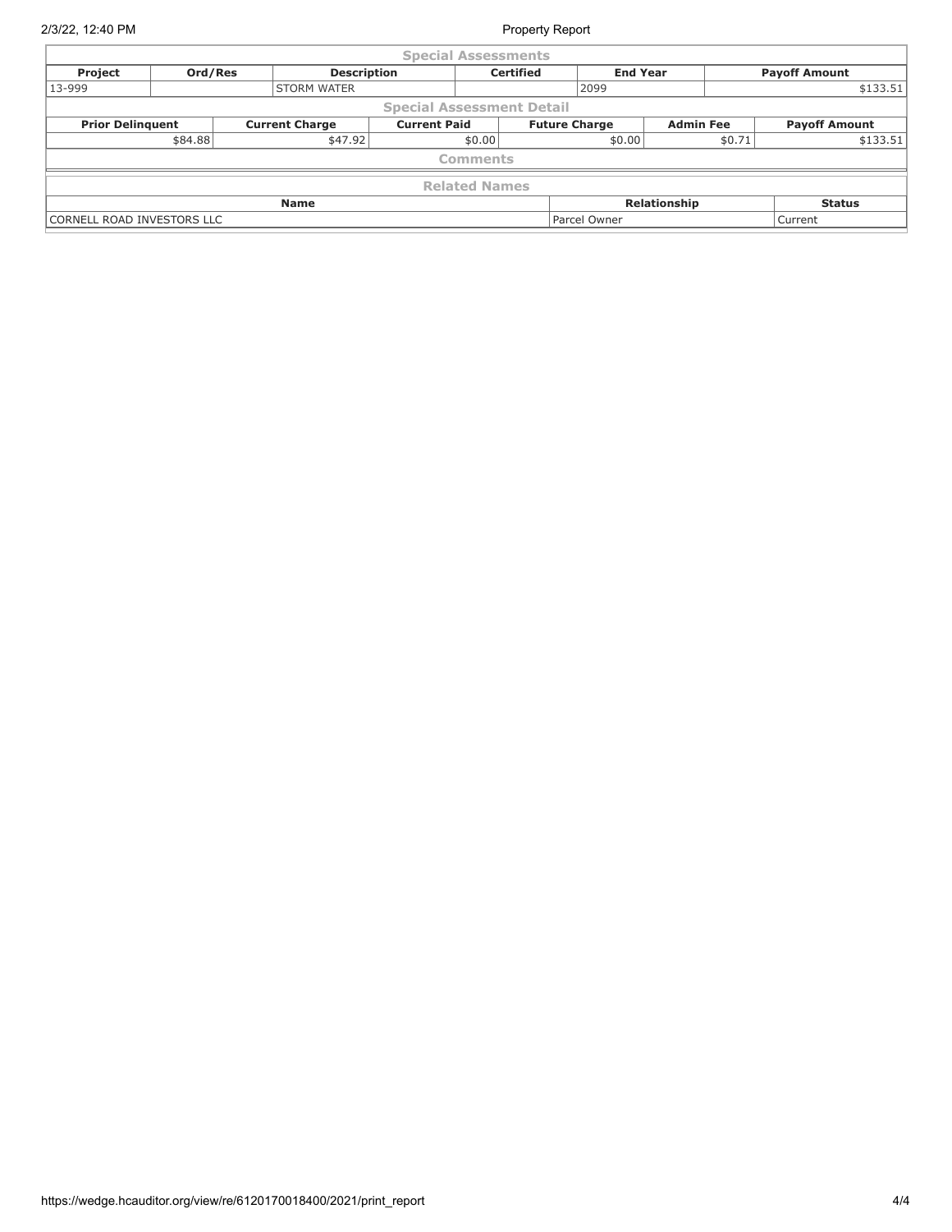## Special Assessments

| Project | Ord/Res | Description | Certified | End Year | Payoff Amount |
| --- | --- | --- | --- | --- | --- |
| 13-999 | | STORM WATER | | 2099 | $133.51 |

## Special Assessment Detail

| Prior Delinquent | Current Charge | Current Paid | Future Charge | Admin Fee | Payoff Amount |
| --- | --- | --- | --- | --- | --- |
| $84.88 | $47.92 | $0.00 | $0.00 | $0.71 | $133.51 |

## Comments

## Related Names

| Name | Relationship | Status |
| --- | --- | --- |
| CORNELL ROAD INVESTORS LLC | Parcel Owner | Current |